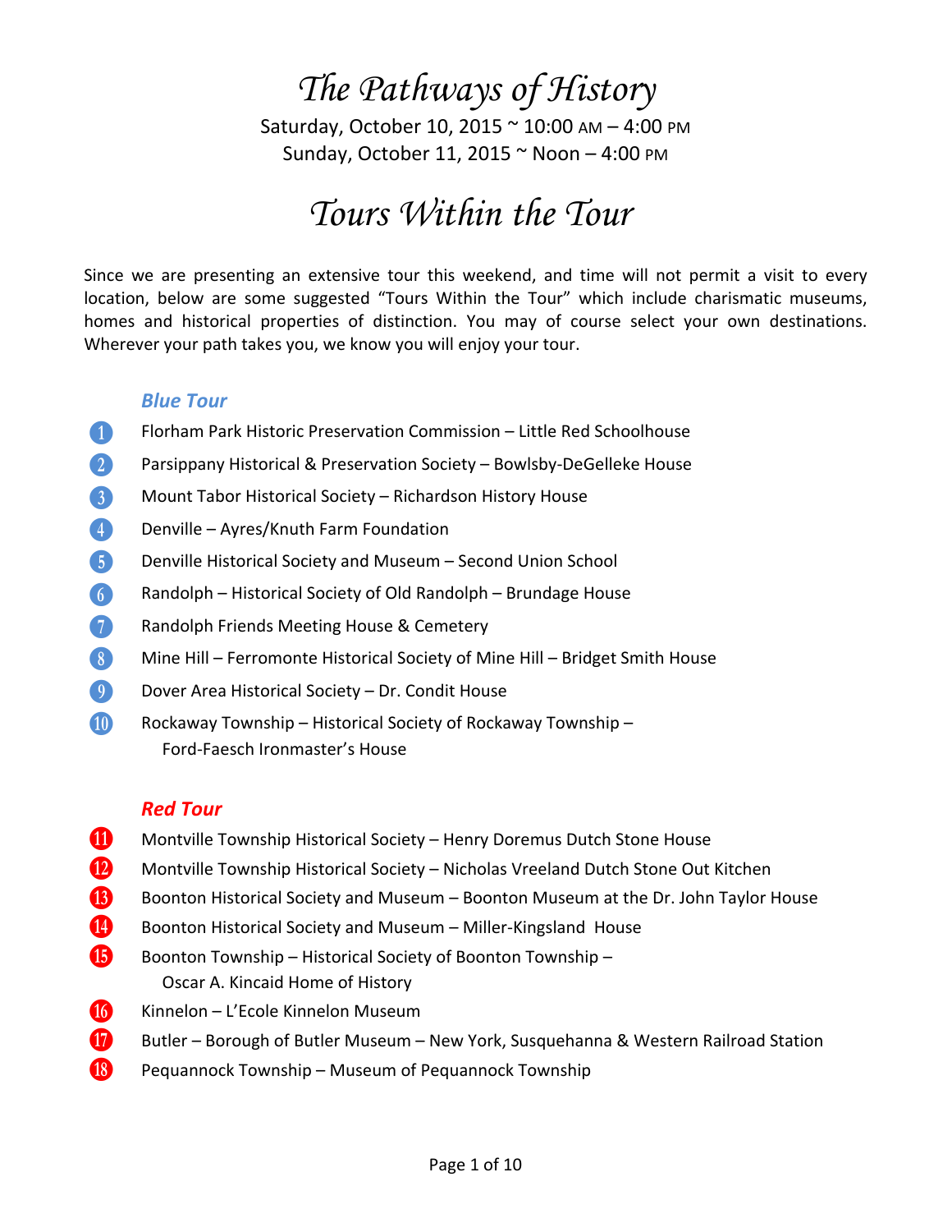# *The Pathways of History*

Saturday, October 10, 2015 ~ 10:00 AM – 4:00 PM
Sunday, October 11, 2015 ~ Noon – 4:00 PM

# *Tours Within the Tour*

Since we are presenting an extensive tour this weekend, and time will not permit a visit to every location, below are some suggested "Tours Within the Tour" which include charismatic museums, homes and historical properties of distinction. You may of course select your own destinations. Wherever your path takes you, we know you will enjoy your tour.

## *Blue Tour*

1. Florham Park Historic Preservation Commission – Little Red Schoolhouse
2. Parsippany Historical & Preservation Society – Bowlsby-DeGelleke House
3. Mount Tabor Historical Society – Richardson History House
4. Denville – Ayres/Knuth Farm Foundation
5. Denville Historical Society and Museum – Second Union School
6. Randolph – Historical Society of Old Randolph – Brundage House
7. Randolph Friends Meeting House & Cemetery
8. Mine Hill – Ferromonte Historical Society of Mine Hill – Bridget Smith House
9. Dover Area Historical Society – Dr. Condit House
10. Rockaway Township – Historical Society of Rockaway Township – Ford-Faesch Ironmaster's House

## *Red Tour*

11. Montville Township Historical Society – Henry Doremus Dutch Stone House
12. Montville Township Historical Society – Nicholas Vreeland Dutch Stone Out Kitchen
13. Boonton Historical Society and Museum – Boonton Museum at the Dr. John Taylor House
14. Boonton Historical Society and Museum – Miller-Kingsland House
15. Boonton Township – Historical Society of Boonton Township – Oscar A. Kincaid Home of History
16. Kinnelon – L'Ecole Kinnelon Museum
17. Butler – Borough of Butler Museum – New York, Susquehanna & Western Railroad Station
18. Pequannock Township – Museum of Pequannock Township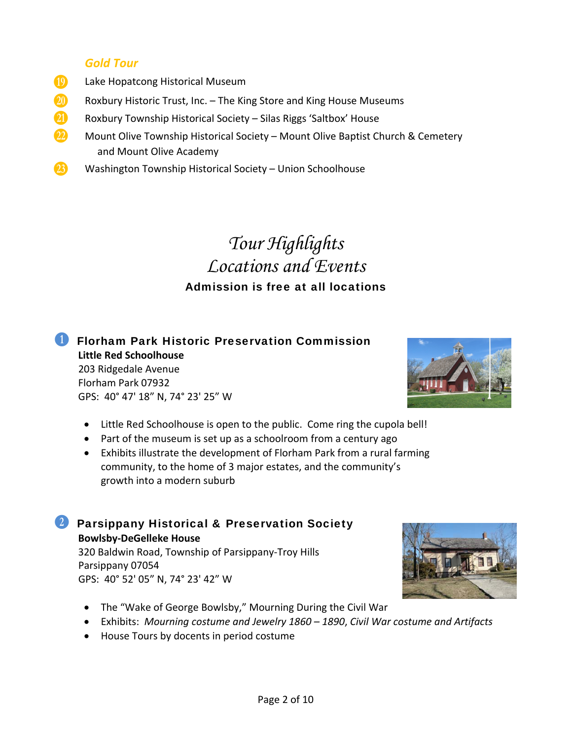### *Gold Tour*

19. Lake Hopatcong Historical Museum
20. Roxbury Historic Trust, Inc. – The King Store and King House Museums
21. Roxbury Township Historical Society – Silas Riggs ‘Saltbox’ House
22. Mount Olive Township Historical Society – Mount Olive Baptist Church & Cemetery and Mount Olive Academy
23. Washington Township Historical Society – Union Schoolhouse

# *Tour Highlights*
# *Locations and Events*

**Admission is free at all locations**

## 1 Florham Park Historic Preservation Commission

**Little Red Schoolhouse**
203 Ridgedale Avenue
Florham Park 07932
GPS: 40° 47' 18” N, 74° 23' 25” W

- Little Red Schoolhouse is open to the public. Come ring the cupola bell!
- Part of the museum is set up as a schoolroom from a century ago
- Exhibits illustrate the development of Florham Park from a rural farming community, to the home of 3 major estates, and the community’s growth into a modern suburb

## 2 Parsippany Historical & Preservation Society

**Bowlsby-DeGelleke House**
320 Baldwin Road, Township of Parsippany-Troy Hills
Parsippany 07054
GPS: 40° 52' 05” N, 74° 23' 42” W

- The “Wake of George Bowlsby,” Mourning During the Civil War
- Exhibits: *Mourning costume and Jewelry 1860 – 1890*, *Civil War costume and Artifacts*
- House Tours by docents in period costume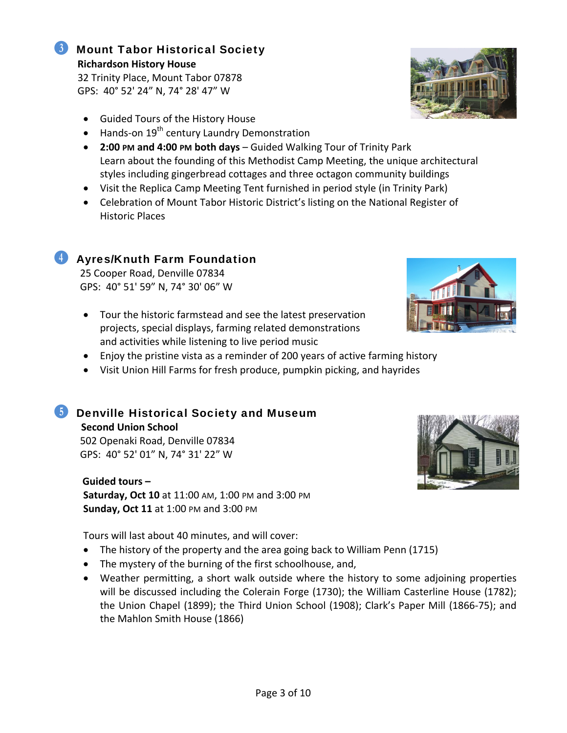## 3 Mount Tabor Historical Society

**Richardson History House**
32 Trinity Place, Mount Tabor 07878
GPS: 40° 52' 24" N, 74° 28' 47" W

- Guided Tours of the History House
- Hands-on 19th century Laundry Demonstration
- **2:00 PM and 4:00 PM both days** – Guided Walking Tour of Trinity Park
  Learn about the founding of this Methodist Camp Meeting, the unique architectural styles including gingerbread cottages and three octagon community buildings
- Visit the Replica Camp Meeting Tent furnished in period style (in Trinity Park)
- Celebration of Mount Tabor Historic District's listing on the National Register of Historic Places

## 4 Ayres/Knuth Farm Foundation

25 Cooper Road, Denville 07834
GPS: 40° 51' 59" N, 74° 30' 06" W

- Tour the historic farmstead and see the latest preservation projects, special displays, farming related demonstrations and activities while listening to live period music
- Enjoy the pristine vista as a reminder of 200 years of active farming history
- Visit Union Hill Farms for fresh produce, pumpkin picking, and hayrides

## 5 Denville Historical Society and Museum

**Second Union School**
502 Openaki Road, Denville 07834
GPS: 40° 52' 01" N, 74° 31' 22" W

**Guided tours –**
**Saturday, Oct 10** at 11:00 AM, 1:00 PM and 3:00 PM
**Sunday, Oct 11** at 1:00 PM and 3:00 PM

Tours will last about 40 minutes, and will cover:

- The history of the property and the area going back to William Penn (1715)
- The mystery of the burning of the first schoolhouse, and,
- Weather permitting, a short walk outside where the history to some adjoining properties will be discussed including the Colerain Forge (1730); the William Casterline House (1782); the Union Chapel (1899); the Third Union School (1908); Clark's Paper Mill (1866-75); and the Mahlon Smith House (1866)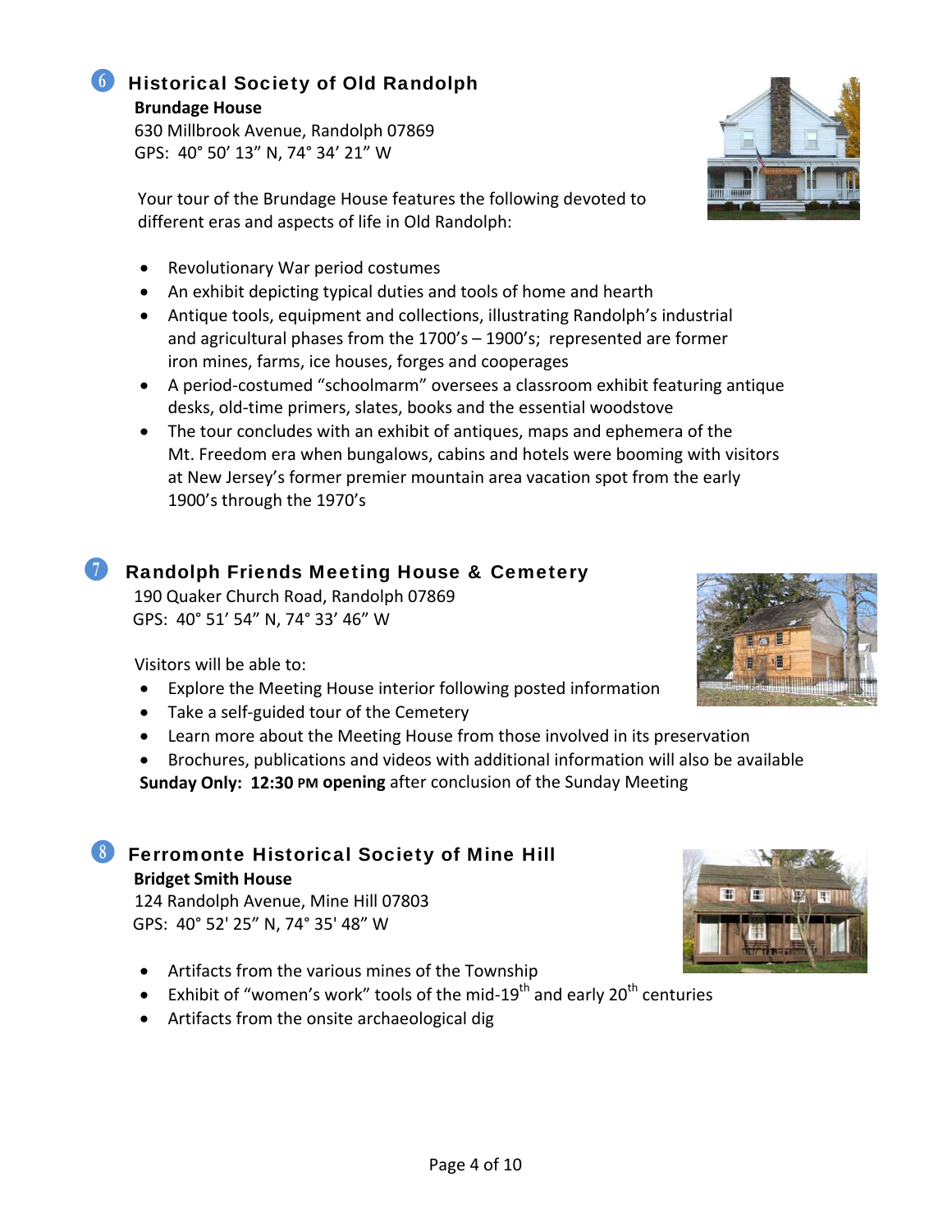## 6 Historical Society of Old Randolph

**Brundage House**
630 Millbrook Avenue, Randolph 07869
GPS: 40° 50′ 13″ N, 74° 34′ 21″ W

Your tour of the Brundage House features the following devoted to different eras and aspects of life in Old Randolph:

- Revolutionary War period costumes
- An exhibit depicting typical duties and tools of home and hearth
- Antique tools, equipment and collections, illustrating Randolph's industrial and agricultural phases from the 1700's – 1900's; represented are former iron mines, farms, ice houses, forges and cooperages
- A period-costumed "schoolmarm" oversees a classroom exhibit featuring antique desks, old-time primers, slates, books and the essential woodstove
- The tour concludes with an exhibit of antiques, maps and ephemera of the Mt. Freedom era when bungalows, cabins and hotels were booming with visitors at New Jersey's former premier mountain area vacation spot from the early 1900's through the 1970's

## 7 Randolph Friends Meeting House & Cemetery

190 Quaker Church Road, Randolph 07869
GPS: 40° 51′ 54″ N, 74° 33′ 46″ W

Visitors will be able to:

- Explore the Meeting House interior following posted information
- Take a self-guided tour of the Cemetery
- Learn more about the Meeting House from those involved in its preservation
- Brochures, publications and videos with additional information will also be available

**Sunday Only: 12:30 PM opening** after conclusion of the Sunday Meeting

## 8 Ferromonte Historical Society of Mine Hill

**Bridget Smith House**
124 Randolph Avenue, Mine Hill 07803
GPS: 40° 52' 25″ N, 74° 35' 48″ W

- Artifacts from the various mines of the Township
- Exhibit of "women's work" tools of the mid-19th and early 20th centuries
- Artifacts from the onsite archaeological dig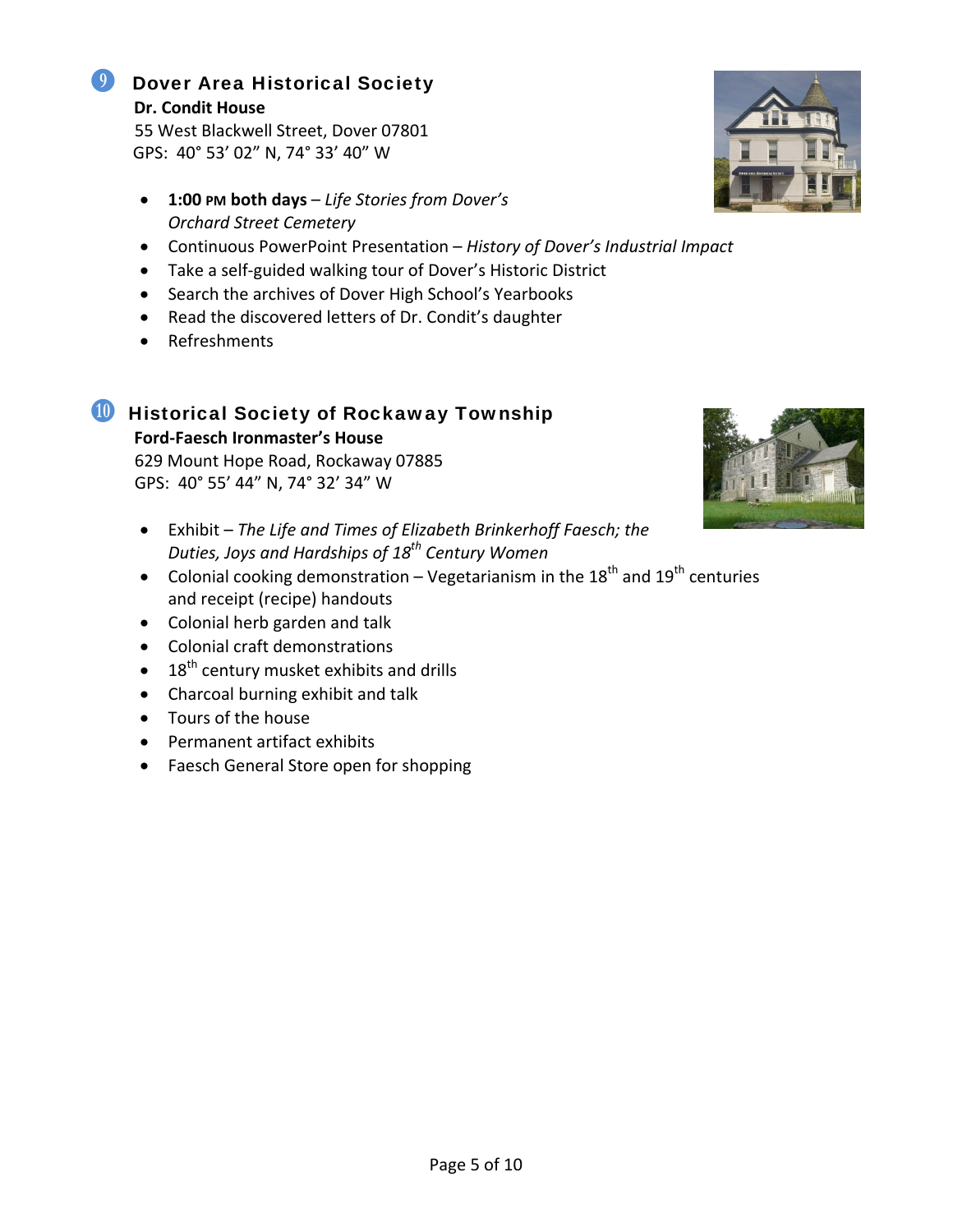## ❾ Dover Area Historical Society

**Dr. Condit House**
55 West Blackwell Street, Dover 07801
GPS: 40° 53' 02" N, 74° 33' 40" W

- **1:00 PM both days** – *Life Stories from Dover's Orchard Street Cemetery*
- Continuous PowerPoint Presentation – *History of Dover's Industrial Impact*
- Take a self-guided walking tour of Dover's Historic District
- Search the archives of Dover High School's Yearbooks
- Read the discovered letters of Dr. Condit's daughter
- Refreshments

## ❿ Historical Society of Rockaway Township

**Ford-Faesch Ironmaster's House**
629 Mount Hope Road, Rockaway 07885
GPS: 40° 55' 44" N, 74° 32' 34" W

- Exhibit – *The Life and Times of Elizabeth Brinkerhoff Faesch; the Duties, Joys and Hardships of 18th Century Women*
- Colonial cooking demonstration – Vegetarianism in the 18th and 19th centuries and receipt (recipe) handouts
- Colonial herb garden and talk
- Colonial craft demonstrations
- 18th century musket exhibits and drills
- Charcoal burning exhibit and talk
- Tours of the house
- Permanent artifact exhibits
- Faesch General Store open for shopping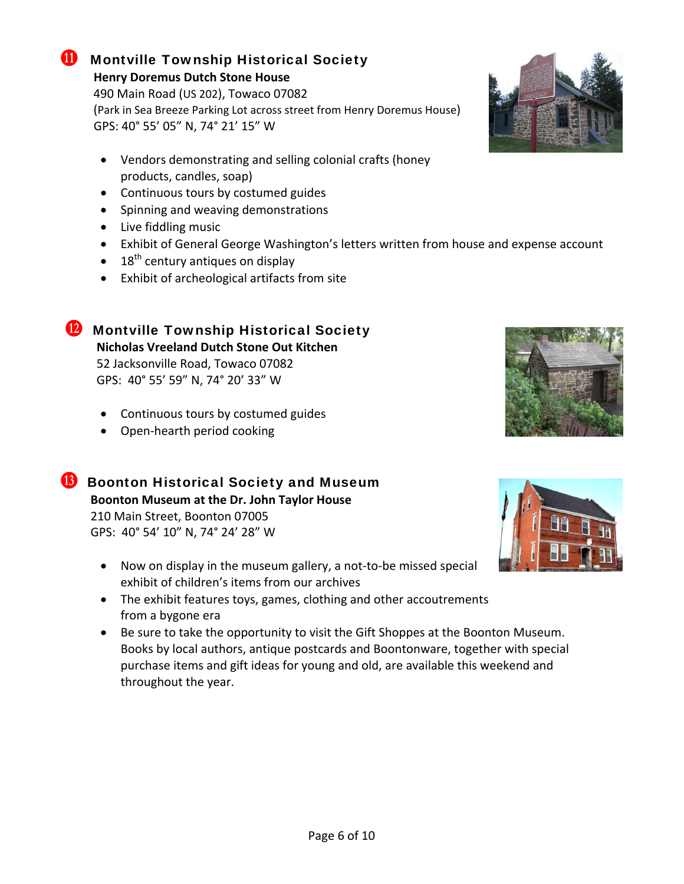## ⓫ Montville Township Historical Society

**Henry Doremus Dutch Stone House**
490 Main Road (US 202), Towaco 07082
(Park in Sea Breeze Parking Lot across street from Henry Doremus House)
GPS: 40° 55’ 05” N, 74° 21’ 15” W

- Vendors demonstrating and selling colonial crafts (honey products, candles, soap)
- Continuous tours by costumed guides
- Spinning and weaving demonstrations
- Live fiddling music
- Exhibit of General George Washington’s letters written from house and expense account
- 18th century antiques on display
- Exhibit of archeological artifacts from site

## ⓬ Montville Township Historical Society

**Nicholas Vreeland Dutch Stone Out Kitchen**
52 Jacksonville Road, Towaco 07082
GPS: 40° 55’ 59” N, 74° 20’ 33” W

- Continuous tours by costumed guides
- Open-hearth period cooking

## ⓭ Boonton Historical Society and Museum

**Boonton Museum at the Dr. John Taylor House**
210 Main Street, Boonton 07005
GPS: 40° 54’ 10” N, 74° 24’ 28” W

- Now on display in the museum gallery, a not-to-be missed special exhibit of children’s items from our archives
- The exhibit features toys, games, clothing and other accoutrements from a bygone era
- Be sure to take the opportunity to visit the Gift Shoppes at the Boonton Museum. Books by local authors, antique postcards and Boontonware, together with special purchase items and gift ideas for young and old, are available this weekend and throughout the year.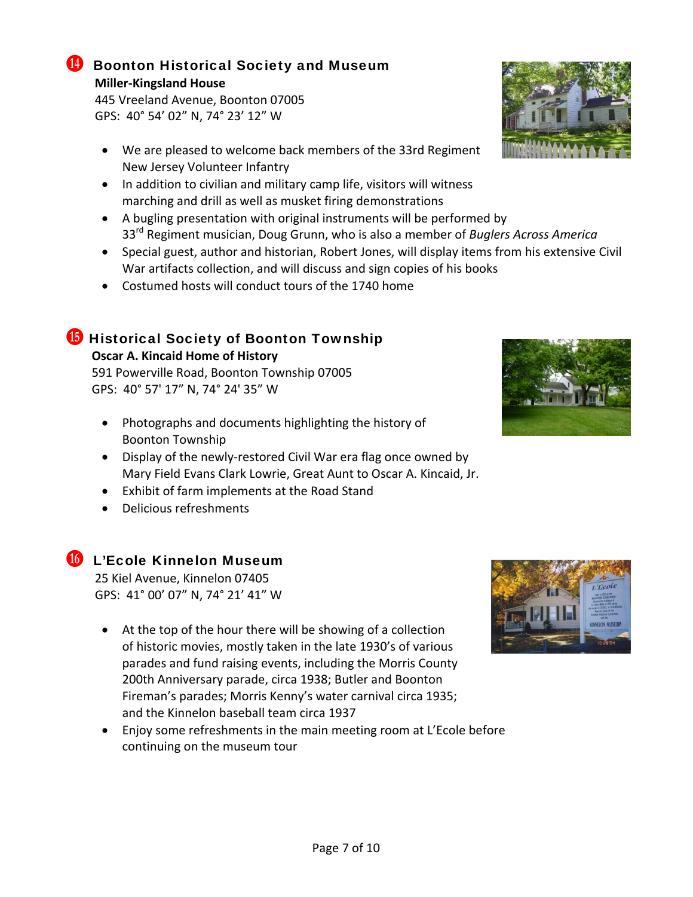## ⓮ Boonton Historical Society and Museum

**Miller-Kingsland House**
445 Vreeland Avenue, Boonton 07005
GPS: 40° 54’ 02” N, 74° 23’ 12” W

- We are pleased to welcome back members of the 33rd Regiment New Jersey Volunteer Infantry
- In addition to civilian and military camp life, visitors will witness marching and drill as well as musket firing demonstrations
- A bugling presentation with original instruments will be performed by 33rd Regiment musician, Doug Grunn, who is also a member of *Buglers Across America*
- Special guest, author and historian, Robert Jones, will display items from his extensive Civil War artifacts collection, and will discuss and sign copies of his books
- Costumed hosts will conduct tours of the 1740 home

## ⓯ Historical Society of Boonton Township

**Oscar A. Kincaid Home of History**
591 Powerville Road, Boonton Township 07005
GPS: 40° 57' 17” N, 74° 24' 35” W

- Photographs and documents highlighting the history of Boonton Township
- Display of the newly-restored Civil War era flag once owned by Mary Field Evans Clark Lowrie, Great Aunt to Oscar A. Kincaid, Jr.
- Exhibit of farm implements at the Road Stand
- Delicious refreshments

## ⓰ L’Ecole Kinnelon Museum

25 Kiel Avenue, Kinnelon 07405
GPS: 41° 00’ 07” N, 74° 21’ 41” W

- At the top of the hour there will be showing of a collection of historic movies, mostly taken in the late 1930’s of various parades and fund raising events, including the Morris County 200th Anniversary parade, circa 1938; Butler and Boonton Fireman’s parades; Morris Kenny’s water carnival circa 1935; and the Kinnelon baseball team circa 1937
- Enjoy some refreshments in the main meeting room at L’Ecole before continuing on the museum tour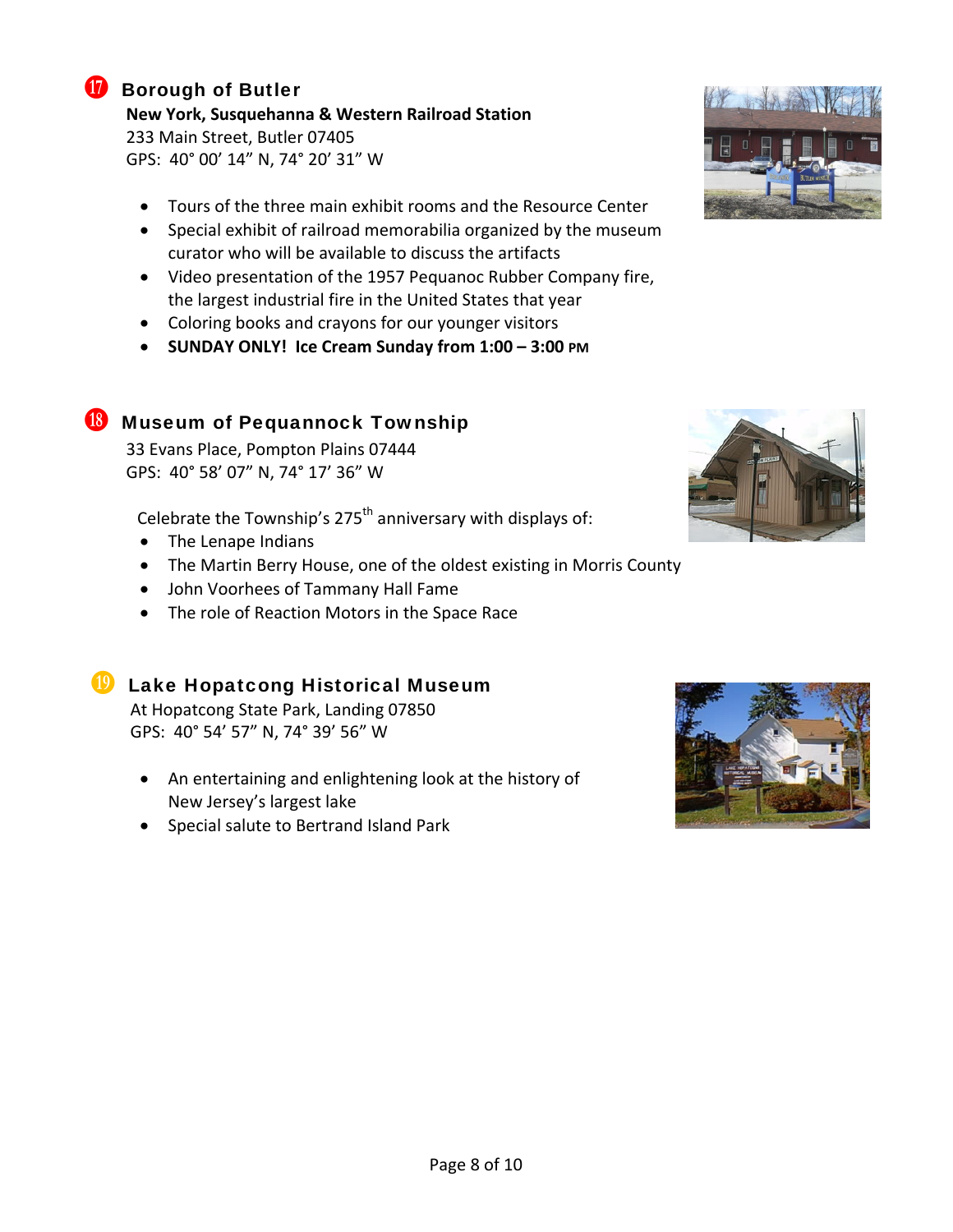## ⑰ Borough of Butler

**New York, Susquehanna & Western Railroad Station**
233 Main Street, Butler 07405
GPS: 40° 00' 14" N, 74° 20' 31" W

- Tours of the three main exhibit rooms and the Resource Center
- Special exhibit of railroad memorabilia organized by the museum curator who will be available to discuss the artifacts
- Video presentation of the 1957 Pequanoc Rubber Company fire, the largest industrial fire in the United States that year
- Coloring books and crayons for our younger visitors
- **SUNDAY ONLY! Ice Cream Sunday from 1:00 – 3:00 PM**

## ⑱ Museum of Pequannock Township

33 Evans Place, Pompton Plains 07444
GPS: 40° 58' 07" N, 74° 17' 36" W

Celebrate the Township's 275th anniversary with displays of:

- The Lenape Indians
- The Martin Berry House, one of the oldest existing in Morris County
- John Voorhees of Tammany Hall Fame
- The role of Reaction Motors in the Space Race

## ⑲ Lake Hopatcong Historical Museum

At Hopatcong State Park, Landing 07850
GPS: 40° 54' 57" N, 74° 39' 56" W

- An entertaining and enlightening look at the history of New Jersey's largest lake
- Special salute to Bertrand Island Park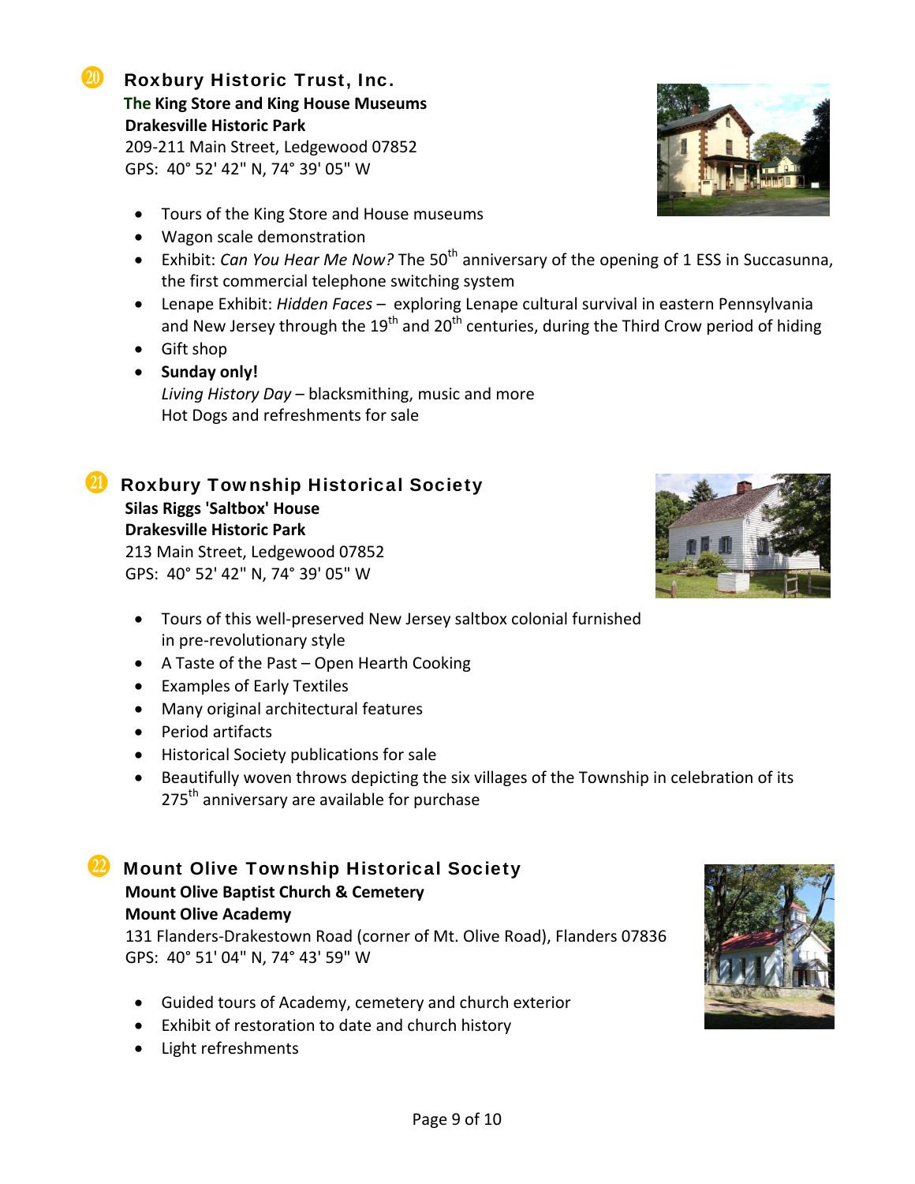## 20 Roxbury Historic Trust, Inc.

**The King Store and King House Museums**
**Drakesville Historic Park**
209-211 Main Street, Ledgewood 07852
GPS: 40° 52' 42" N, 74° 39' 05" W

- Tours of the King Store and House museums
- Wagon scale demonstration
- Exhibit: *Can You Hear Me Now?* The 50th anniversary of the opening of 1 ESS in Succasunna, the first commercial telephone switching system
- Lenape Exhibit: *Hidden Faces* – exploring Lenape cultural survival in eastern Pennsylvania and New Jersey through the 19th and 20th centuries, during the Third Crow period of hiding
- Gift shop
- **Sunday only!**
  *Living History Day* – blacksmithing, music and more
  Hot Dogs and refreshments for sale

## 21 Roxbury Township Historical Society

**Silas Riggs 'Saltbox' House**
**Drakesville Historic Park**
213 Main Street, Ledgewood 07852
GPS: 40° 52' 42" N, 74° 39' 05" W

- Tours of this well-preserved New Jersey saltbox colonial furnished in pre-revolutionary style
- A Taste of the Past – Open Hearth Cooking
- Examples of Early Textiles
- Many original architectural features
- Period artifacts
- Historical Society publications for sale
- Beautifully woven throws depicting the six villages of the Township in celebration of its 275th anniversary are available for purchase

## 22 Mount Olive Township Historical Society

**Mount Olive Baptist Church & Cemetery**
**Mount Olive Academy**
131 Flanders-Drakestown Road (corner of Mt. Olive Road), Flanders 07836
GPS: 40° 51' 04" N, 74° 43' 59" W

- Guided tours of Academy, cemetery and church exterior
- Exhibit of restoration to date and church history
- Light refreshments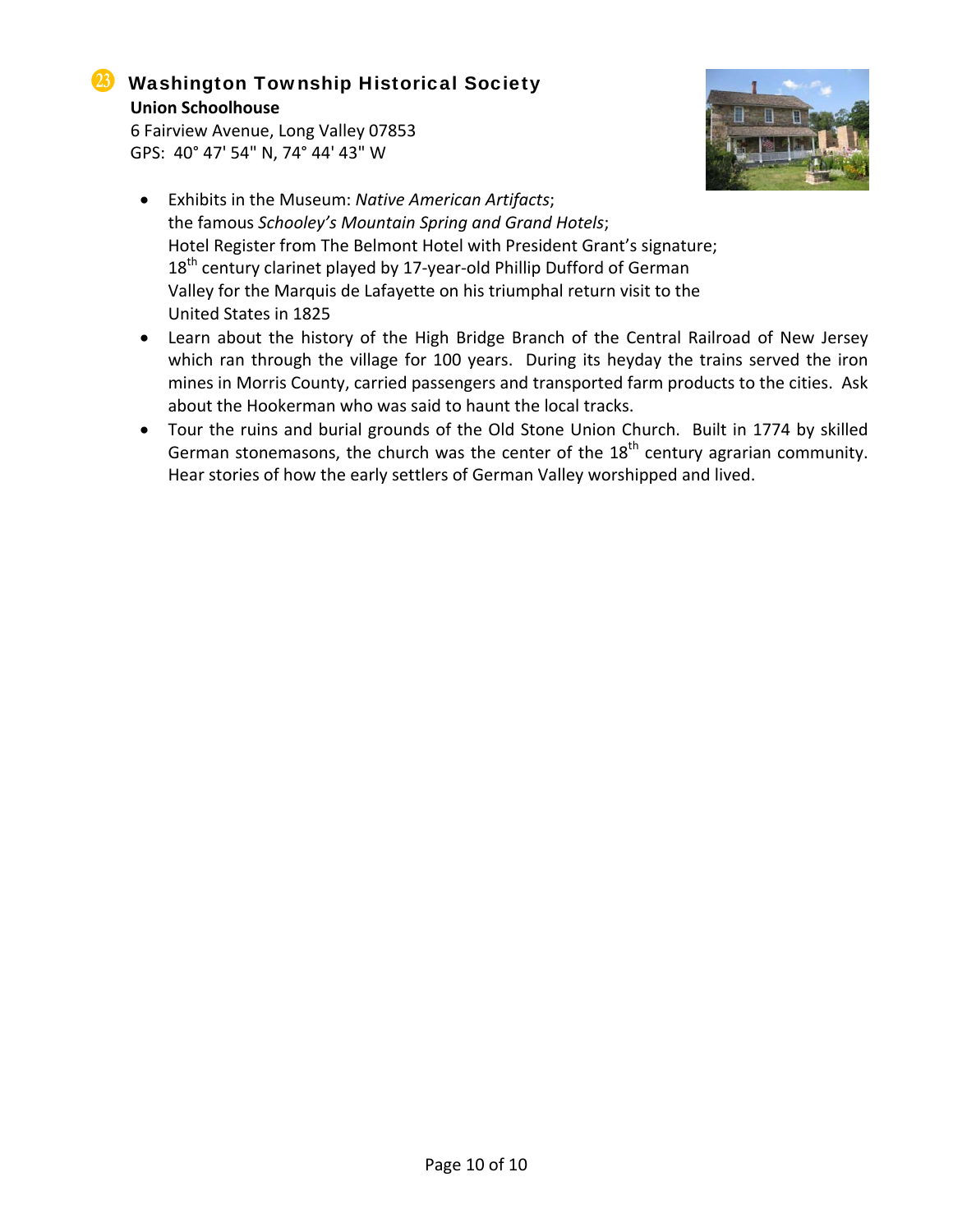## 23 Washington Township Historical Society

**Union Schoolhouse**

6 Fairview Avenue, Long Valley 07853
GPS: 40° 47' 54" N, 74° 44' 43" W

- Exhibits in the Museum: *Native American Artifacts*;
  the famous *Schooley's Mountain Spring and Grand Hotels*;
  Hotel Register from The Belmont Hotel with President Grant's signature;
  18th century clarinet played by 17-year-old Phillip Dufford of German Valley for the Marquis de Lafayette on his triumphal return visit to the United States in 1825
- Learn about the history of the High Bridge Branch of the Central Railroad of New Jersey which ran through the village for 100 years. During its heyday the trains served the iron mines in Morris County, carried passengers and transported farm products to the cities. Ask about the Hookerman who was said to haunt the local tracks.
- Tour the ruins and burial grounds of the Old Stone Union Church. Built in 1774 by skilled German stonemasons, the church was the center of the 18th century agrarian community. Hear stories of how the early settlers of German Valley worshipped and lived.